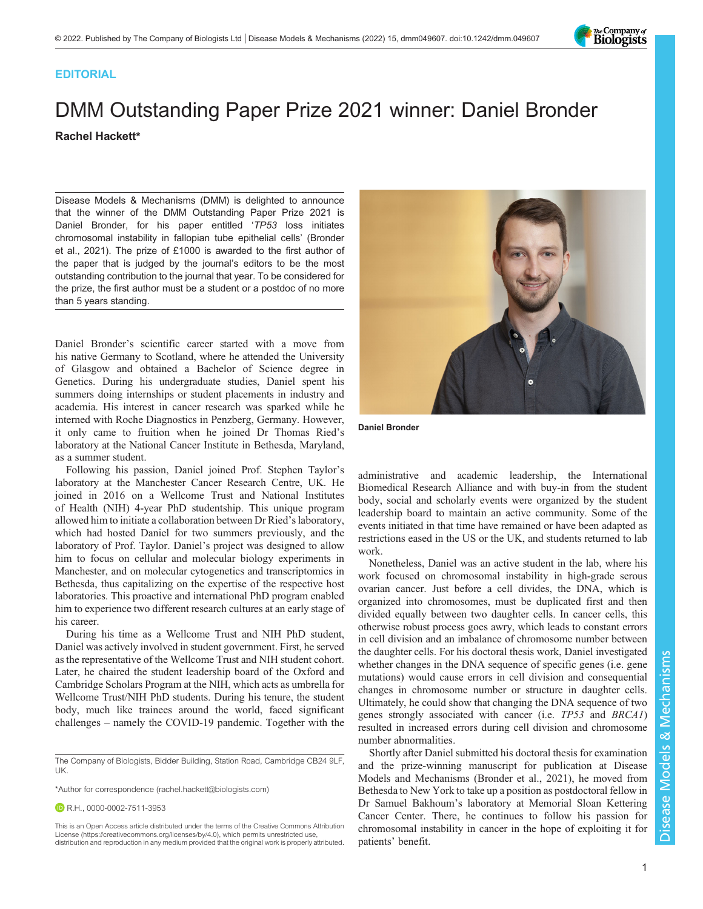EDITORIAL

# DMM Outstanding Paper Prize 2021 winner: Daniel Bronder

**Rachel Hackett***

Disease Models & Mechanisms (DMM) is delighted to announce that the winner of the DMM Outstanding Paper Prize 2021 is Daniel Bronder, for his paper entitled '*TP53* loss initiates chromosomal instability in fallopian tube epithelial cells' (Bronder et al., 2021). The prize of £1000 is awarded to the first author of the paper that is judged by the journal's editors to be the most outstanding contribution to the journal that year. To be considered for the prize, the first author must be a student or a postdoc of no more than 5 years standing.

Daniel Bronder

Daniel Bronder's scientific career started with a move from his native Germany to Scotland, where he attended the University of Glasgow and obtained a Bachelor of Science degree in Genetics. During his undergraduate studies, Daniel spent his summers doing internships or student placements in industry and academia. His interest in cancer research was sparked while he interned with Roche Diagnostics in Penzberg, Germany. However, it only came to fruition when he joined Dr Thomas Ried's laboratory at the National Cancer Institute in Bethesda, Maryland, as a summer student.

Following his passion, Daniel joined Prof. Stephen Taylor's laboratory at the Manchester Cancer Research Centre, UK. He joined in 2016 on a Wellcome Trust and National Institutes of Health (NIH) 4-year PhD studentship. This unique program allowed him to initiate a collaboration between Dr Ried's laboratory, which had hosted Daniel for two summers previously, and the laboratory of Prof. Taylor. Daniel's project was designed to allow him to focus on cellular and molecular biology experiments in Manchester, and on molecular cytogenetics and transcriptomics in Bethesda, thus capitalizing on the expertise of the respective host laboratories. This proactive and international PhD program enabled him to experience two different research cultures at an early stage of his career.

During his time as a Wellcome Trust and NIH PhD student, Daniel was actively involved in student government. First, he served as the representative of the Wellcome Trust and NIH student cohort. Later, he chaired the student leadership board of the Oxford and Cambridge Scholars Program at the NIH, which acts as umbrella for Wellcome Trust/NIH PhD students. During his tenure, the student body, much like trainees around the world, faced significant challenges – namely the COVID-19 pandemic. Together with the administrative and academic leadership, the International Biomedical Research Alliance and with buy-in from the student body, social and scholarly events were organized by the student leadership board to maintain an active community. Some of the events initiated in that time have remained or have been adapted as restrictions eased in the US or the UK, and students returned to lab work.

Nonetheless, Daniel was an active student in the lab, where his work focused on chromosomal instability in high-grade serous ovarian cancer. Just before a cell divides, the DNA, which is organized into chromosomes, must be duplicated first and then divided equally between two daughter cells. In cancer cells, this otherwise robust process goes awry, which leads to constant errors in cell division and an imbalance of chromosome number between the daughter cells. For his doctoral thesis work, Daniel investigated whether changes in the DNA sequence of specific genes (i.e. gene mutations) would cause errors in cell division and consequential changes in chromosome number or structure in daughter cells. Ultimately, he could show that changing the DNA sequence of two genes strongly associated with cancer (i.e. *TP53* and *BRCA1*) resulted in increased errors during cell division and chromosome number abnormalities.

Shortly after Daniel submitted his doctoral thesis for examination and the prize-winning manuscript for publication at Disease Models and Mechanisms (Bronder et al., 2021), he moved from Bethesda to New York to take up a position as postdoctoral fellow in Dr Samuel Bakhoum's laboratory at Memorial Sloan Kettering Cancer Center. There, he continues to follow his passion for chromosomal instability in cancer in the hope of exploiting it for patients' benefit.

The Company of Biologists, Bidder Building, Station Road, Cambridge CB24 9LF, UK.

*Author for correspondence (rachel.hackett@biologists.com)

R.H., 0000-0002-7511-3953

This is an Open Access article distributed under the terms of the Creative Commons Attribution License (https://creativecommons.org/licenses/by/4.0), which permits unrestricted use, distribution and reproduction in any medium provided that the original work is properly attributed.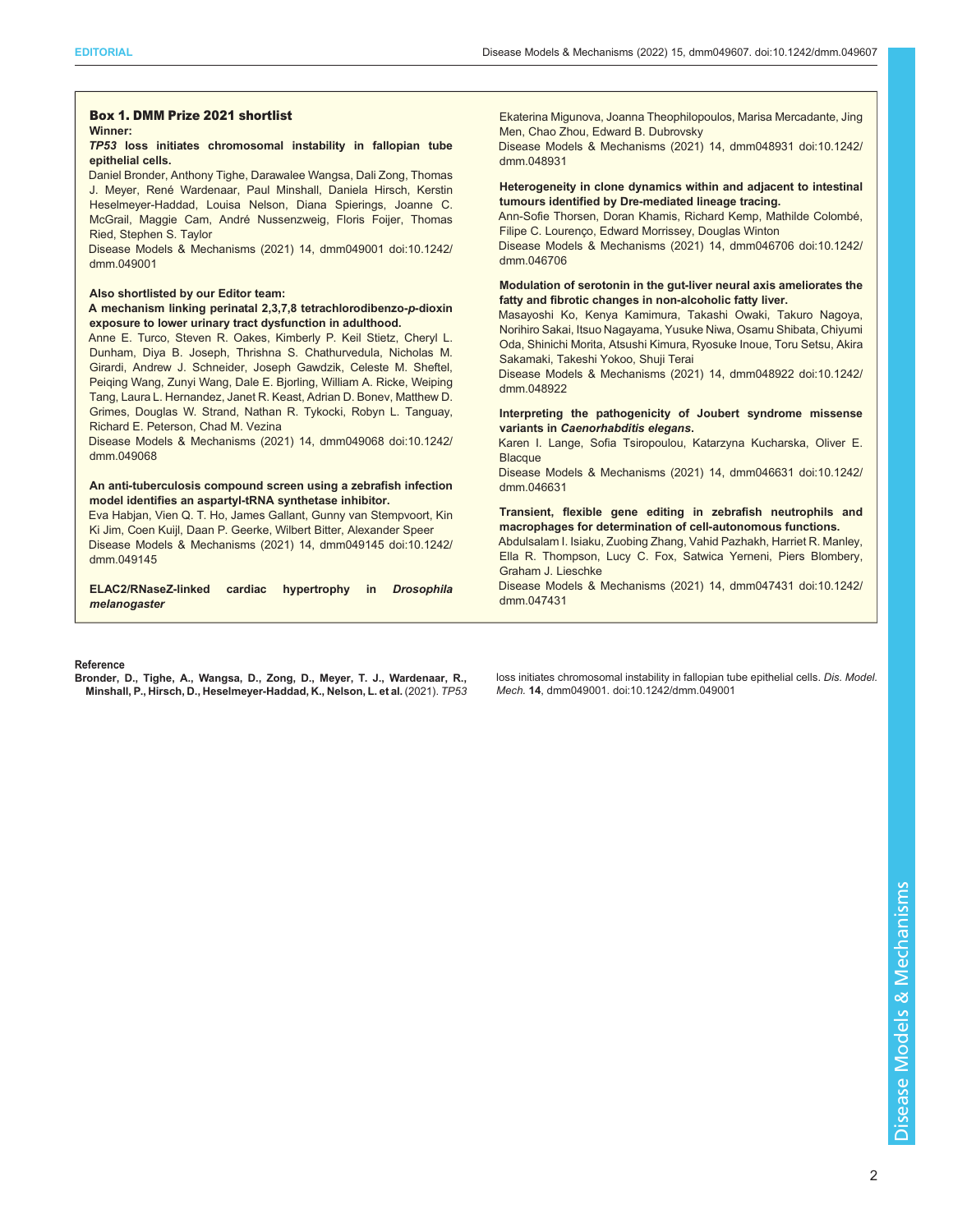### Box 1. DMM Prize 2021 shortlist

**Winner:**

***TP53* loss initiates chromosomal instability in fallopian tube epithelial cells.**

Daniel Bronder, Anthony Tighe, Darawalee Wangsa, Dali Zong, Thomas J. Meyer, René Wardenaar, Paul Minshall, Daniela Hirsch, Kerstin Heselmeyer-Haddad, Louisa Nelson, Diana Spierings, Joanne C. McGrail, Maggie Cam, André Nussenzweig, Floris Foijer, Thomas Ried, Stephen S. Taylor

Disease Models & Mechanisms (2021) 14, dmm049001 doi:10.1242/dmm.049001

**Also shortlisted by our Editor team:**

**A mechanism linking perinatal 2,3,7,8 tetrachlorodibenzo-*p*-dioxin exposure to lower urinary tract dysfunction in adulthood.**

Anne E. Turco, Steven R. Oakes, Kimberly P. Keil Stietz, Cheryl L. Dunham, Diya B. Joseph, Thrishna S. Chathurvedula, Nicholas M. Girardi, Andrew J. Schneider, Joseph Gawdzik, Celeste M. Sheftel, Peiqing Wang, Zunyi Wang, Dale E. Bjorling, William A. Ricke, Weiping Tang, Laura L. Hernandez, Janet R. Keast, Adrian D. Bonev, Matthew D. Grimes, Douglas W. Strand, Nathan R. Tykocki, Robyn L. Tanguay, Richard E. Peterson, Chad M. Vezina

Disease Models & Mechanisms (2021) 14, dmm049068 doi:10.1242/dmm.049068

**An anti-tuberculosis compound screen using a zebrafish infection model identifies an aspartyl-tRNA synthetase inhibitor.**

Eva Habjan, Vien Q. T. Ho, James Gallant, Gunny van Stempvoort, Kin Ki Jim, Coen Kuijl, Daan P. Geerke, Wilbert Bitter, Alexander Speer

Disease Models & Mechanisms (2021) 14, dmm049145 doi:10.1242/dmm.049145

**ELAC2/RNaseZ-linked cardiac hypertrophy in *Drosophila melanogaster***

Ekaterina Migunova, Joanna Theophilopoulos, Marisa Mercadante, Jing Men, Chao Zhou, Edward B. Dubrovsky

Disease Models & Mechanisms (2021) 14, dmm048931 doi:10.1242/dmm.048931

**Heterogeneity in clone dynamics within and adjacent to intestinal tumours identified by Dre-mediated lineage tracing.**

Ann-Sofie Thorsen, Doran Khamis, Richard Kemp, Mathilde Colombé, Filipe C. Lourenço, Edward Morrissey, Douglas Winton

Disease Models & Mechanisms (2021) 14, dmm046706 doi:10.1242/dmm.046706

**Modulation of serotonin in the gut-liver neural axis ameliorates the fatty and fibrotic changes in non-alcoholic fatty liver.**

Masayoshi Ko, Kenya Kamimura, Takashi Owaki, Takuro Nagoya, Norihiro Sakai, Itsuo Nagayama, Yusuke Niwa, Osamu Shibata, Chiyumi Oda, Shinichi Morita, Atsushi Kimura, Ryosuke Inoue, Toru Setsu, Akira Sakamaki, Takeshi Yokoo, Shuji Terai

Disease Models & Mechanisms (2021) 14, dmm048922 doi:10.1242/dmm.048922

**Interpreting the pathogenicity of Joubert syndrome missense variants in *Caenorhabditis elegans*.**

Karen I. Lange, Sofia Tsiropoulou, Katarzyna Kucharska, Oliver E. Blacque

Disease Models & Mechanisms (2021) 14, dmm046631 doi:10.1242/dmm.046631

**Transient, flexible gene editing in zebrafish neutrophils and macrophages for determination of cell-autonomous functions.**

Abdulsalam I. Isiaku, Zuobing Zhang, Vahid Pazhakh, Harriet R. Manley, Ella R. Thompson, Lucy C. Fox, Satwica Yerneni, Piers Blombery, Graham J. Lieschke

Disease Models & Mechanisms (2021) 14, dmm047431 doi:10.1242/dmm.047431

#### Reference

**Bronder, D., Tighe, A., Wangsa, D., Zong, D., Meyer, T. J., Wardenaar, R., Minshall, P., Hirsch, D., Heselmeyer-Haddad, K., Nelson, L. et al.** (2021). *TP53* loss initiates chromosomal instability in fallopian tube epithelial cells. *Dis. Model. Mech.* **14**, dmm049001. doi:10.1242/dmm.049001